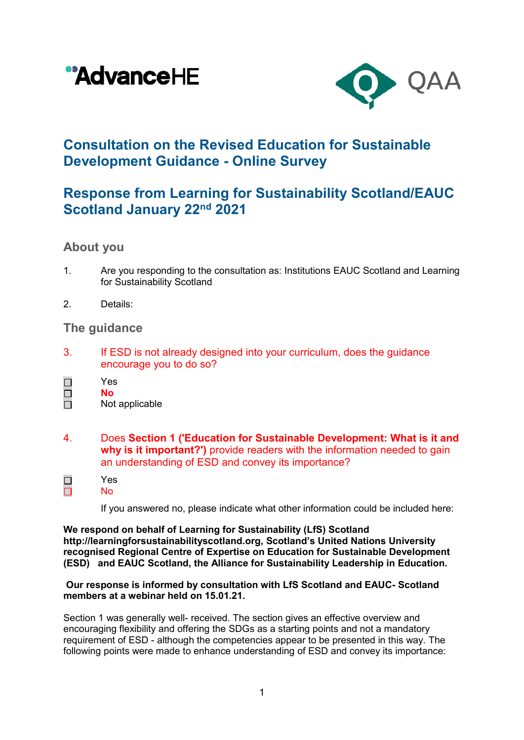# Consultation on the Revised Education for Sustainable Development Guidance - Online Survey

# Response from Learning for Sustainability Scotland/EAUC Scotland January 22nd 2021

## About you

1. Are you responding to the consultation as: Institutions EAUC Scotland and Learning for Sustainability Scotland

2. Details:

## The guidance

3. If ESD is not already designed into your curriculum, does the guidance encourage you to do so?

- ☐ Yes
- ☐ **No**
- ☐ Not applicable

4. Does **Section 1 ('Education for Sustainable Development: What is it and why is it important?')** provide readers with the information needed to gain an understanding of ESD and convey its importance?

- ☐ Yes
- ☐ No

If you answered no, please indicate what other information could be included here:

**We respond on behalf of Learning for Sustainability (LfS) Scotland http://learningforsustainabilityscotland.org, Scotland's United Nations University recognised Regional Centre of Expertise on Education for Sustainable Development (ESD) and EAUC Scotland, the Alliance for Sustainability Leadership in Education.**

**Our response is informed by consultation with LfS Scotland and EAUC- Scotland members at a webinar held on 15.01.21.**

Section 1 was generally well- received. The section gives an effective overview and encouraging flexibility and offering the SDGs as a starting points and not a mandatory requirement of ESD - although the competencies appear to be presented in this way. The following points were made to enhance understanding of ESD and convey its importance: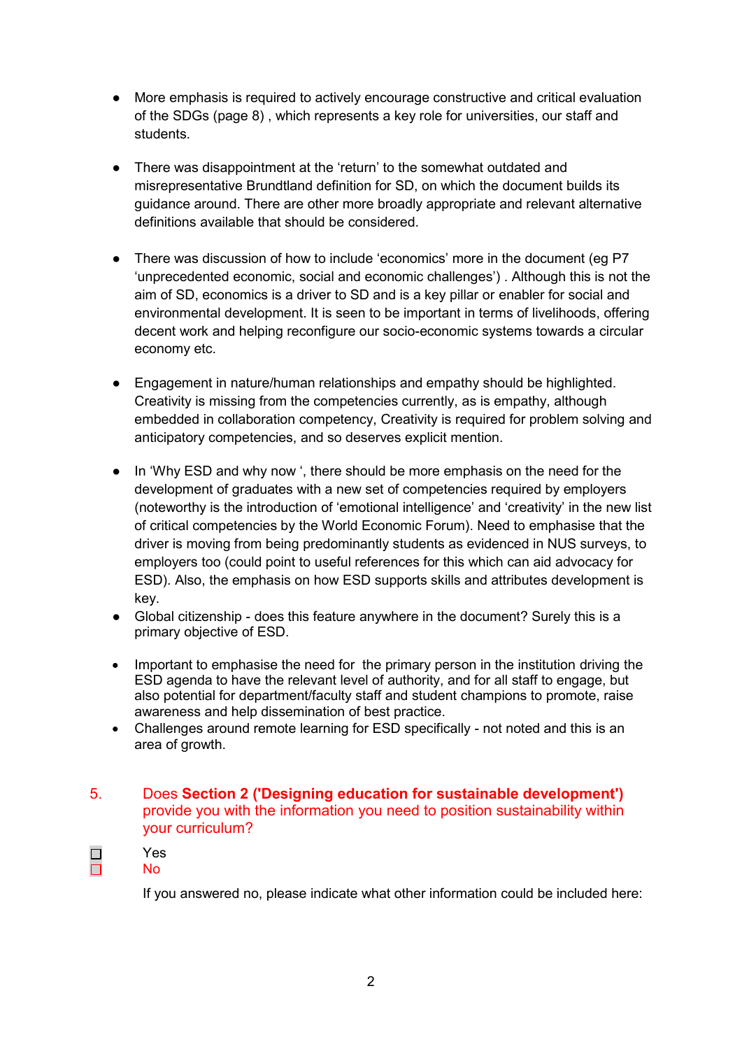- More emphasis is required to actively encourage constructive and critical evaluation of the SDGs (page 8) , which represents a key role for universities, our staff and students.

- There was disappointment at the 'return' to the somewhat outdated and misrepresentative Brundtland definition for SD, on which the document builds its guidance around. There are other more broadly appropriate and relevant alternative definitions available that should be considered.

- There was discussion of how to include 'economics' more in the document (eg P7 'unprecedented economic, social and economic challenges') . Although this is not the aim of SD, economics is a driver to SD and is a key pillar or enabler for social and environmental development. It is seen to be important in terms of livelihoods, offering decent work and helping reconfigure our socio-economic systems towards a circular economy etc.

- Engagement in nature/human relationships and empathy should be highlighted. Creativity is missing from the competencies currently, as is empathy, although embedded in collaboration competency, Creativity is required for problem solving and anticipatory competencies, and so deserves explicit mention.

- In 'Why ESD and why now ', there should be more emphasis on the need for the development of graduates with a new set of competencies required by employers (noteworthy is the introduction of 'emotional intelligence' and 'creativity' in the new list of critical competencies by the World Economic Forum). Need to emphasise that the driver is moving from being predominantly students as evidenced in NUS surveys, to employers too (could point to useful references for this which can aid advocacy for ESD). Also, the emphasis on how ESD supports skills and attributes development is key.
- Global citizenship - does this feature anywhere in the document? Surely this is a primary objective of ESD.

- Important to emphasise the need for the primary person in the institution driving the ESD agenda to have the relevant level of authority, and for all staff to engage, but also potential for department/faculty staff and student champions to promote, raise awareness and help dissemination of best practice.
- Challenges around remote learning for ESD specifically - not noted and this is an area of growth.

5. Does **Section 2 ('Designing education for sustainable development')** provide you with the information you need to position sustainability within your curriculum?

☐ Yes
☐ No

If you answered no, please indicate what other information could be included here: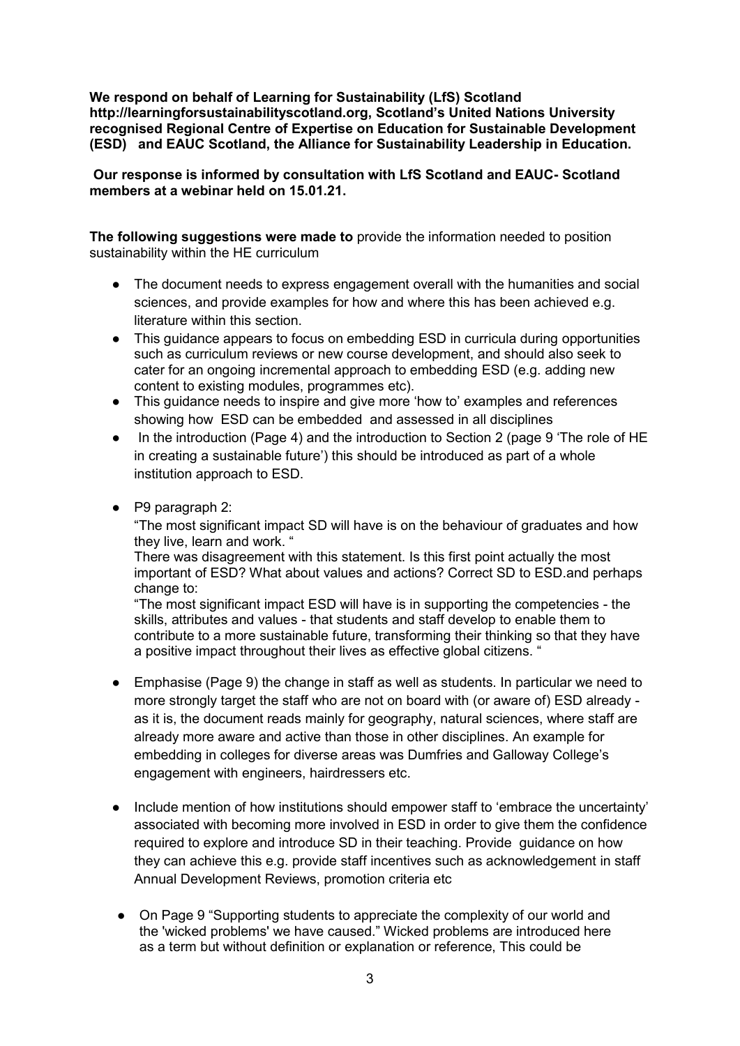**We respond on behalf of Learning for Sustainability (LfS) Scotland http://learningforsustainabilityscotland.org, Scotland's United Nations University recognised Regional Centre of Expertise on Education for Sustainable Development (ESD) and EAUC Scotland, the Alliance for Sustainability Leadership in Education.**

**Our response is informed by consultation with LfS Scotland and EAUC- Scotland members at a webinar held on 15.01.21.**

**The following suggestions were made to** provide the information needed to position sustainability within the HE curriculum

- The document needs to express engagement overall with the humanities and social sciences, and provide examples for how and where this has been achieved e.g. literature within this section.
- This guidance appears to focus on embedding ESD in curricula during opportunities such as curriculum reviews or new course development, and should also seek to cater for an ongoing incremental approach to embedding ESD (e.g. adding new content to existing modules, programmes etc).
- This guidance needs to inspire and give more 'how to' examples and references showing how ESD can be embedded and assessed in all disciplines
- In the introduction (Page 4) and the introduction to Section 2 (page 9 'The role of HE in creating a sustainable future') this should be introduced as part of a whole institution approach to ESD.
- P9 paragraph 2:

  "The most significant impact SD will have is on the behaviour of graduates and how they live, learn and work. "

  There was disagreement with this statement. Is this first point actually the most important of ESD? What about values and actions? Correct SD to ESD.and perhaps change to:

  "The most significant impact ESD will have is in supporting the competencies - the skills, attributes and values - that students and staff develop to enable them to contribute to a more sustainable future, transforming their thinking so that they have a positive impact throughout their lives as effective global citizens. "

- Emphasise (Page 9) the change in staff as well as students. In particular we need to more strongly target the staff who are not on board with (or aware of) ESD already - as it is, the document reads mainly for geography, natural sciences, where staff are already more aware and active than those in other disciplines. An example for embedding in colleges for diverse areas was Dumfries and Galloway College's engagement with engineers, hairdressers etc.

- Include mention of how institutions should empower staff to 'embrace the uncertainty' associated with becoming more involved in ESD in order to give them the confidence required to explore and introduce SD in their teaching. Provide guidance on how they can achieve this e.g. provide staff incentives such as acknowledgement in staff Annual Development Reviews, promotion criteria etc

- On Page 9 "Supporting students to appreciate the complexity of our world and the 'wicked problems' we have caused." Wicked problems are introduced here as a term but without definition or explanation or reference, This could be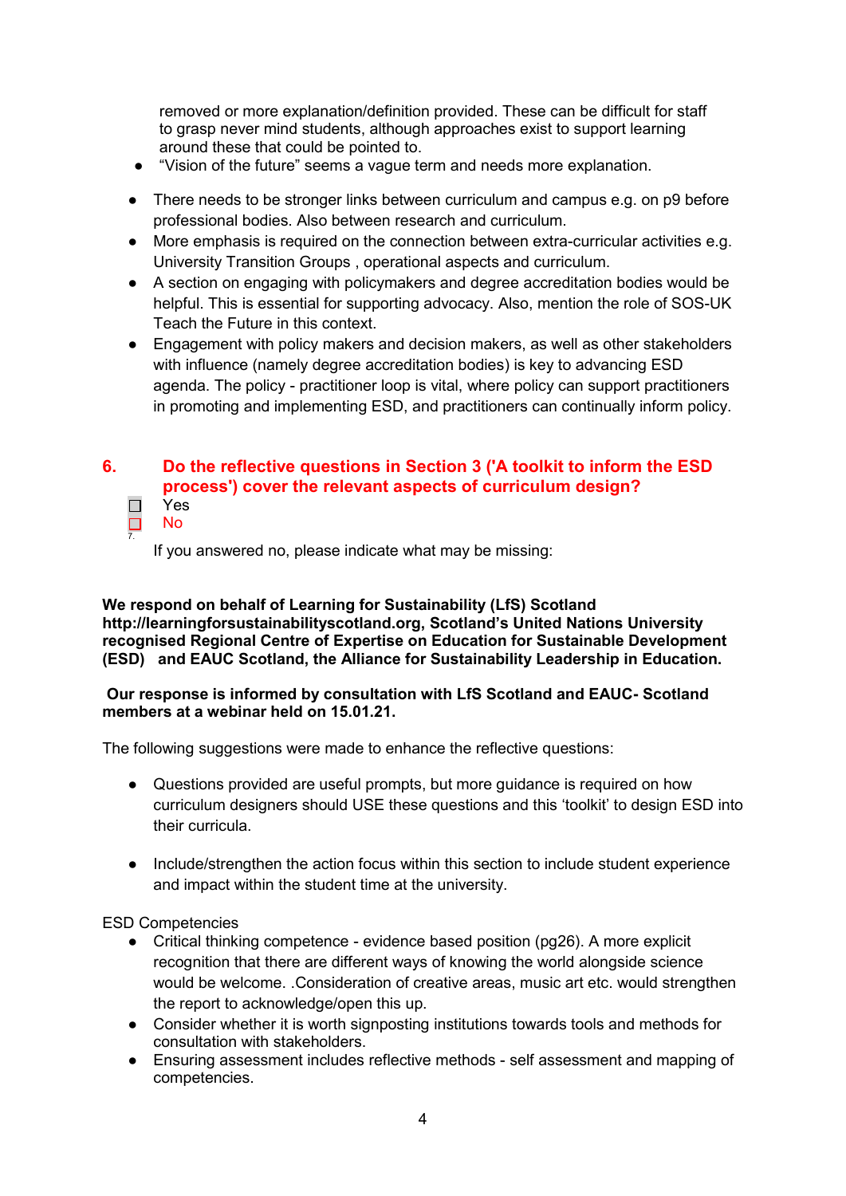removed or more explanation/definition provided. These can be difficult for staff to grasp never mind students, although approaches exist to support learning around these that could be pointed to.

- "Vision of the future" seems a vague term and needs more explanation.

- There needs to be stronger links between curriculum and campus e.g. on p9 before professional bodies. Also between research and curriculum.
- More emphasis is required on the connection between extra-curricular activities e.g. University Transition Groups , operational aspects and curriculum.
- A section on engaging with policymakers and degree accreditation bodies would be helpful. This is essential for supporting advocacy. Also, mention the role of SOS-UK Teach the Future in this context.
- Engagement with policy makers and decision makers, as well as other stakeholders with influence (namely degree accreditation bodies) is key to advancing ESD agenda. The policy - practitioner loop is vital, where policy can support practitioners in promoting and implementing ESD, and practitioners can continually inform policy.

## 6. Do the reflective questions in Section 3 ('A toolkit to inform the ESD process') cover the relevant aspects of curriculum design?

☐ Yes
☐ No

If you answered no, please indicate what may be missing:

**We respond on behalf of Learning for Sustainability (LfS) Scotland http://learningforsustainabilityscotland.org, Scotland's United Nations University recognised Regional Centre of Expertise on Education for Sustainable Development (ESD) and EAUC Scotland, the Alliance for Sustainability Leadership in Education.**

**Our response is informed by consultation with LfS Scotland and EAUC- Scotland members at a webinar held on 15.01.21.**

The following suggestions were made to enhance the reflective questions:

- Questions provided are useful prompts, but more guidance is required on how curriculum designers should USE these questions and this 'toolkit' to design ESD into their curricula.

- Include/strengthen the action focus within this section to include student experience and impact within the student time at the university.

ESD Competencies

- Critical thinking competence - evidence based position (pg26). A more explicit recognition that there are different ways of knowing the world alongside science would be welcome. .Consideration of creative areas, music art etc. would strengthen the report to acknowledge/open this up.
- Consider whether it is worth signposting institutions towards tools and methods for consultation with stakeholders.
- Ensuring assessment includes reflective methods - self assessment and mapping of competencies.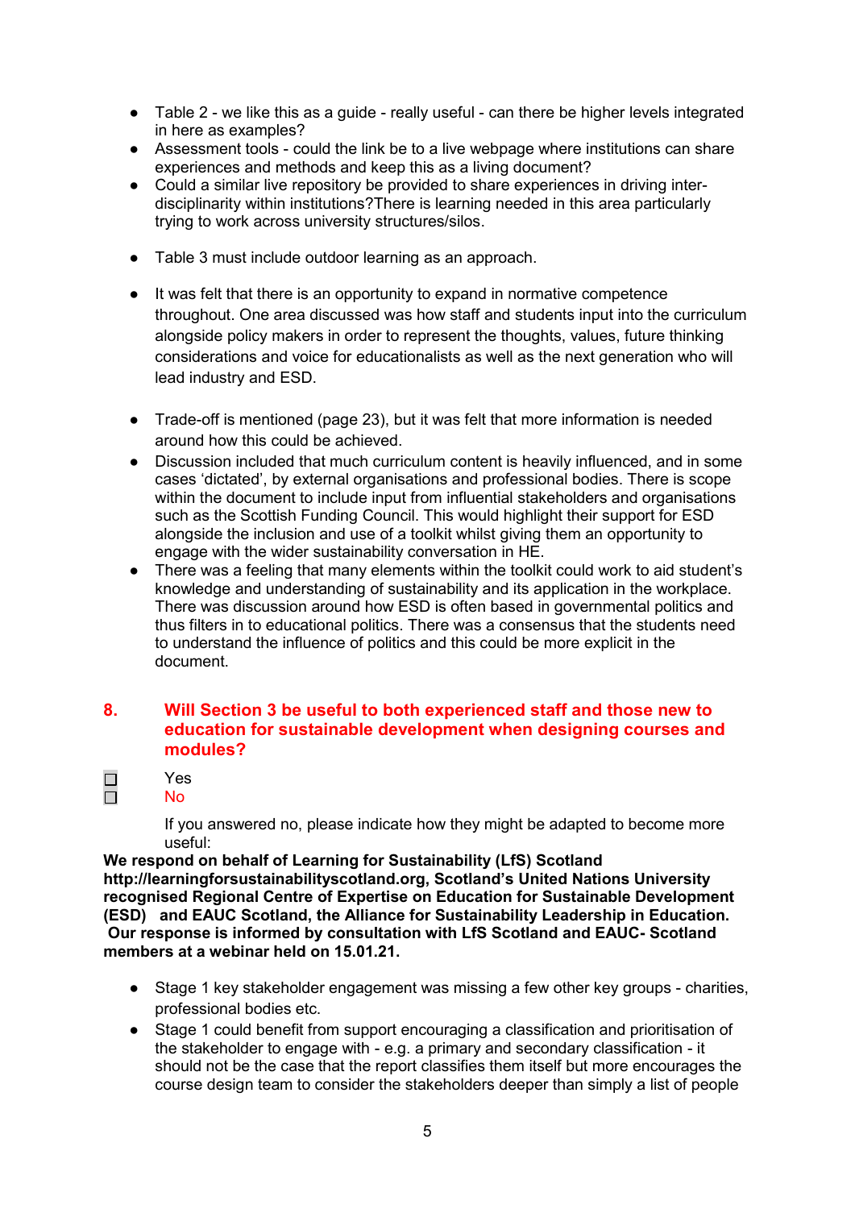- Table 2 - we like this as a guide - really useful - can there be higher levels integrated in here as examples?
- Assessment tools - could the link be to a live webpage where institutions can share experiences and methods and keep this as a living document?
- Could a similar live repository be provided to share experiences in driving inter-disciplinarity within institutions?There is learning needed in this area particularly trying to work across university structures/silos.

- Table 3 must include outdoor learning as an approach.

- It was felt that there is an opportunity to expand in normative competence throughout. One area discussed was how staff and students input into the curriculum alongside policy makers in order to represent the thoughts, values, future thinking considerations and voice for educationalists as well as the next generation who will lead industry and ESD.

- Trade-off is mentioned (page 23), but it was felt that more information is needed around how this could be achieved.
- Discussion included that much curriculum content is heavily influenced, and in some cases 'dictated', by external organisations and professional bodies. There is scope within the document to include input from influential stakeholders and organisations such as the Scottish Funding Council. This would highlight their support for ESD alongside the inclusion and use of a toolkit whilst giving them an opportunity to engage with the wider sustainability conversation in HE.
- There was a feeling that many elements within the toolkit could work to aid student's knowledge and understanding of sustainability and its application in the workplace. There was discussion around how ESD is often based in governmental politics and thus filters in to educational politics. There was a consensus that the students need to understand the influence of politics and this could be more explicit in the document.

## 8. Will Section 3 be useful to both experienced staff and those new to education for sustainable development when designing courses and modules?

☐ Yes
☐ No

If you answered no, please indicate how they might be adapted to become more useful:

**We respond on behalf of Learning for Sustainability (LfS) Scotland http://learningforsustainabilityscotland.org, Scotland's United Nations University recognised Regional Centre of Expertise on Education for Sustainable Development (ESD) and EAUC Scotland, the Alliance for Sustainability Leadership in Education. Our response is informed by consultation with LfS Scotland and EAUC- Scotland members at a webinar held on 15.01.21.**

- Stage 1 key stakeholder engagement was missing a few other key groups - charities, professional bodies etc.
- Stage 1 could benefit from support encouraging a classification and prioritisation of the stakeholder to engage with - e.g. a primary and secondary classification - it should not be the case that the report classifies them itself but more encourages the course design team to consider the stakeholders deeper than simply a list of people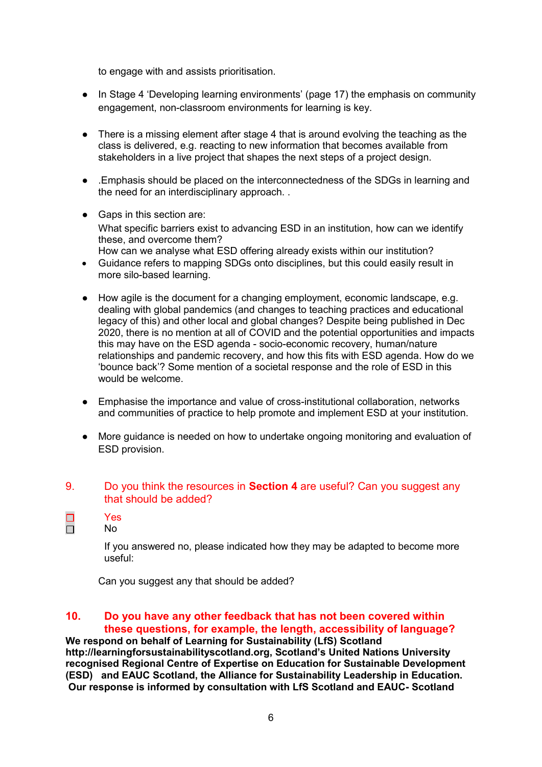to engage with and assists prioritisation.

- In Stage 4 'Developing learning environments' (page 17) the emphasis on community engagement, non-classroom environments for learning is key.

- There is a missing element after stage 4 that is around evolving the teaching as the class is delivered, e.g. reacting to new information that becomes available from stakeholders in a live project that shapes the next steps of a project design.

- .Emphasis should be placed on the interconnectedness of the SDGs in learning and the need for an interdisciplinary approach. .

- Gaps in this section are:
  What specific barriers exist to advancing ESD in an institution, how can we identify these, and overcome them?
  How can we analyse what ESD offering already exists within our institution?
- Guidance refers to mapping SDGs onto disciplines, but this could easily result in more silo-based learning.

- How agile is the document for a changing employment, economic landscape, e.g. dealing with global pandemics (and changes to teaching practices and educational legacy of this) and other local and global changes? Despite being published in Dec 2020, there is no mention at all of COVID and the potential opportunities and impacts this may have on the ESD agenda - socio-economic recovery, human/nature relationships and pandemic recovery, and how this fits with ESD agenda. How do we 'bounce back'? Some mention of a societal response and the role of ESD in this would be welcome.

- Emphasise the importance and value of cross-institutional collaboration, networks and communities of practice to help promote and implement ESD at your institution.

- More guidance is needed on how to undertake ongoing monitoring and evaluation of ESD provision.

9. Do you think the resources in **Section 4** are useful? Can you suggest any that should be added?

☐ Yes
☐ No

If you answered no, please indicated how they may be adapted to become more useful:

Can you suggest any that should be added?

**10. Do you have any other feedback that has not been covered within these questions, for example, the length, accessibility of language?**

**We respond on behalf of Learning for Sustainability (LfS) Scotland http://learningforsustainabilityscotland.org, Scotland's United Nations University recognised Regional Centre of Expertise on Education for Sustainable Development (ESD) and EAUC Scotland, the Alliance for Sustainability Leadership in Education. Our response is informed by consultation with LfS Scotland and EAUC- Scotland**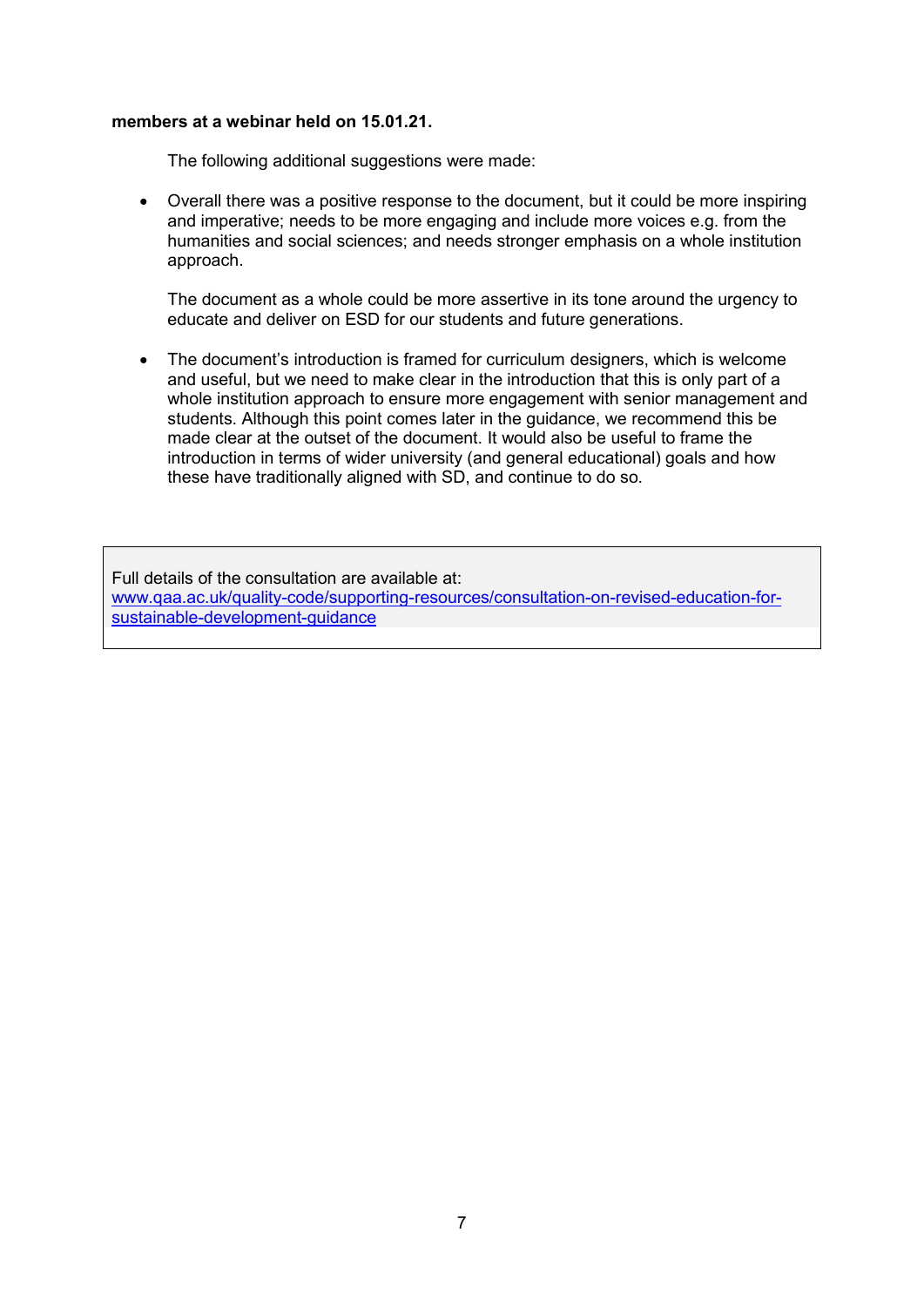**members at a webinar held on 15.01.21.**

The following additional suggestions were made:

- Overall there was a positive response to the document, but it could be more inspiring and imperative; needs to be more engaging and include more voices e.g. from the humanities and social sciences; and needs stronger emphasis on a whole institution approach.

  The document as a whole could be more assertive in its tone around the urgency to educate and deliver on ESD for our students and future generations.

- The document's introduction is framed for curriculum designers, which is welcome and useful, but we need to make clear in the introduction that this is only part of a whole institution approach to ensure more engagement with senior management and students. Although this point comes later in the guidance, we recommend this be made clear at the outset of the document. It would also be useful to frame the introduction in terms of wider university (and general educational) goals and how these have traditionally aligned with SD, and continue to do so.

Full details of the consultation are available at:
[www.qaa.ac.uk/quality-code/supporting-resources/consultation-on-revised-education-for-sustainable-development-guidance](http://www.qaa.ac.uk/quality-code/supporting-resources/consultation-on-revised-education-for-sustainable-development-guidance)